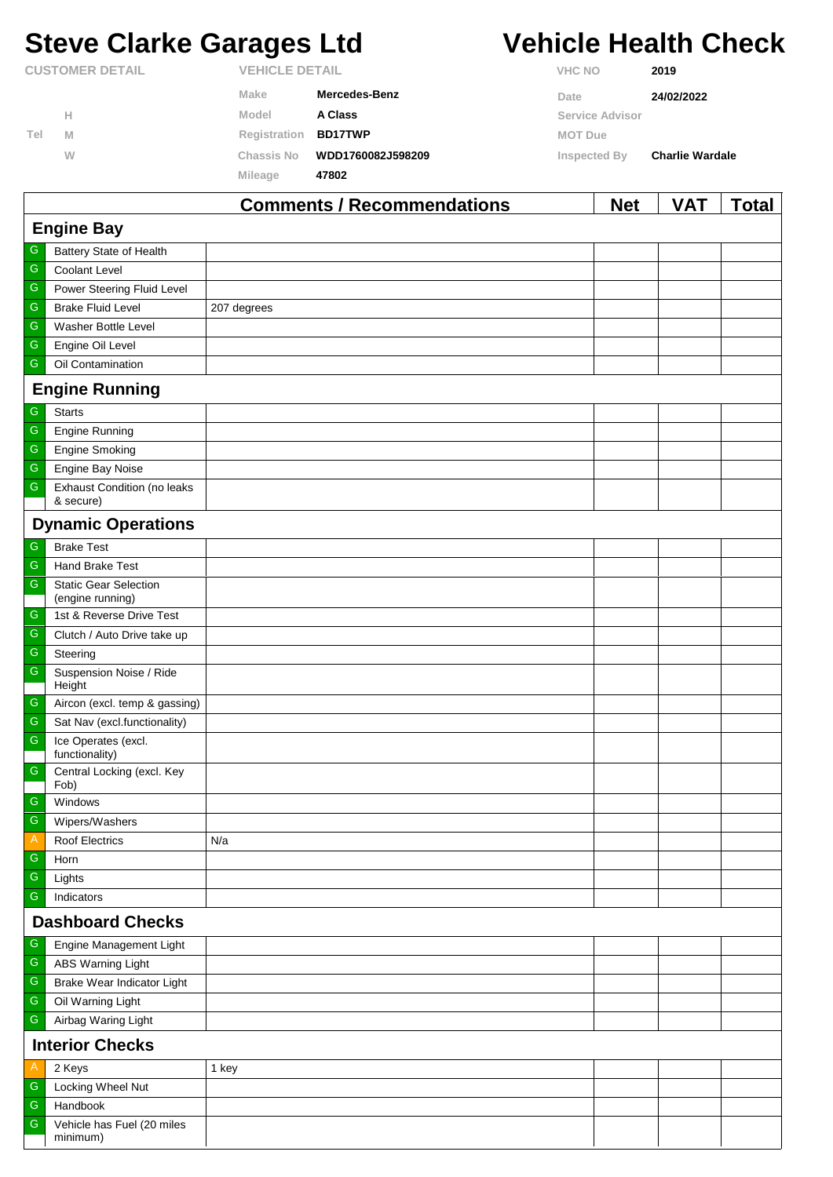# Steve Clarke Garages Ltd

# Vehicle Health Check

| CUSTOMER DETAIL | | VEHICLE DETAIL | | VHC NO | 2019 |
|---|---|---|---|---|---|
| | | Make | Mercedes-Benz | Date | 24/02/2022 |
| | H | Model | A Class | Service Advisor | |
| Tel | M | Registration | BD17TWP | MOT Due | |
| | W | Chassis No | WDD1760082J598209 | Inspected By | Charlie Wardale |
| | | Mileage | 47802 | | |

| | | Comments / Recommendations | Net | VAT | Total |
|---|---|---|---|---|---|
| **Engine Bay** | | | | | |
| G | Battery State of Health | | | | |
| G | Coolant Level | | | | |
| G | Power Steering Fluid Level | | | | |
| G | Brake Fluid Level | 207 degrees | | | |
| G | Washer Bottle Level | | | | |
| G | Engine Oil Level | | | | |
| G | Oil Contamination | | | | |
| **Engine Running** | | | | | |
| G | Starts | | | | |
| G | Engine Running | | | | |
| G | Engine Smoking | | | | |
| G | Engine Bay Noise | | | | |
| G | Exhaust Condition (no leaks & secure) | | | | |
| **Dynamic Operations** | | | | | |
| G | Brake Test | | | | |
| G | Hand Brake Test | | | | |
| G | Static Gear Selection (engine running) | | | | |
| G | 1st & Reverse Drive Test | | | | |
| G | Clutch / Auto Drive take up | | | | |
| G | Steering | | | | |
| G | Suspension Noise / Ride Height | | | | |
| G | Aircon (excl. temp & gassing) | | | | |
| G | Sat Nav (excl.functionality) | | | | |
| G | Ice Operates (excl. functionality) | | | | |
| G | Central Locking (excl. Key Fob) | | | | |
| G | Windows | | | | |
| G | Wipers/Washers | | | | |
| A | Roof Electrics | N/a | | | |
| G | Horn | | | | |
| G | Lights | | | | |
| G | Indicators | | | | |
| **Dashboard Checks** | | | | | |
| G | Engine Management Light | | | | |
| G | ABS Warning Light | | | | |
| G | Brake Wear Indicator Light | | | | |
| G | Oil Warning Light | | | | |
| G | Airbag Waring Light | | | | |
| **Interior Checks** | | | | | |
| A | 2 Keys | 1 key | | | |
| G | Locking Wheel Nut | | | | |
| G | Handbook | | | | |
| G | Vehicle has Fuel (20 miles minimum) | | | | |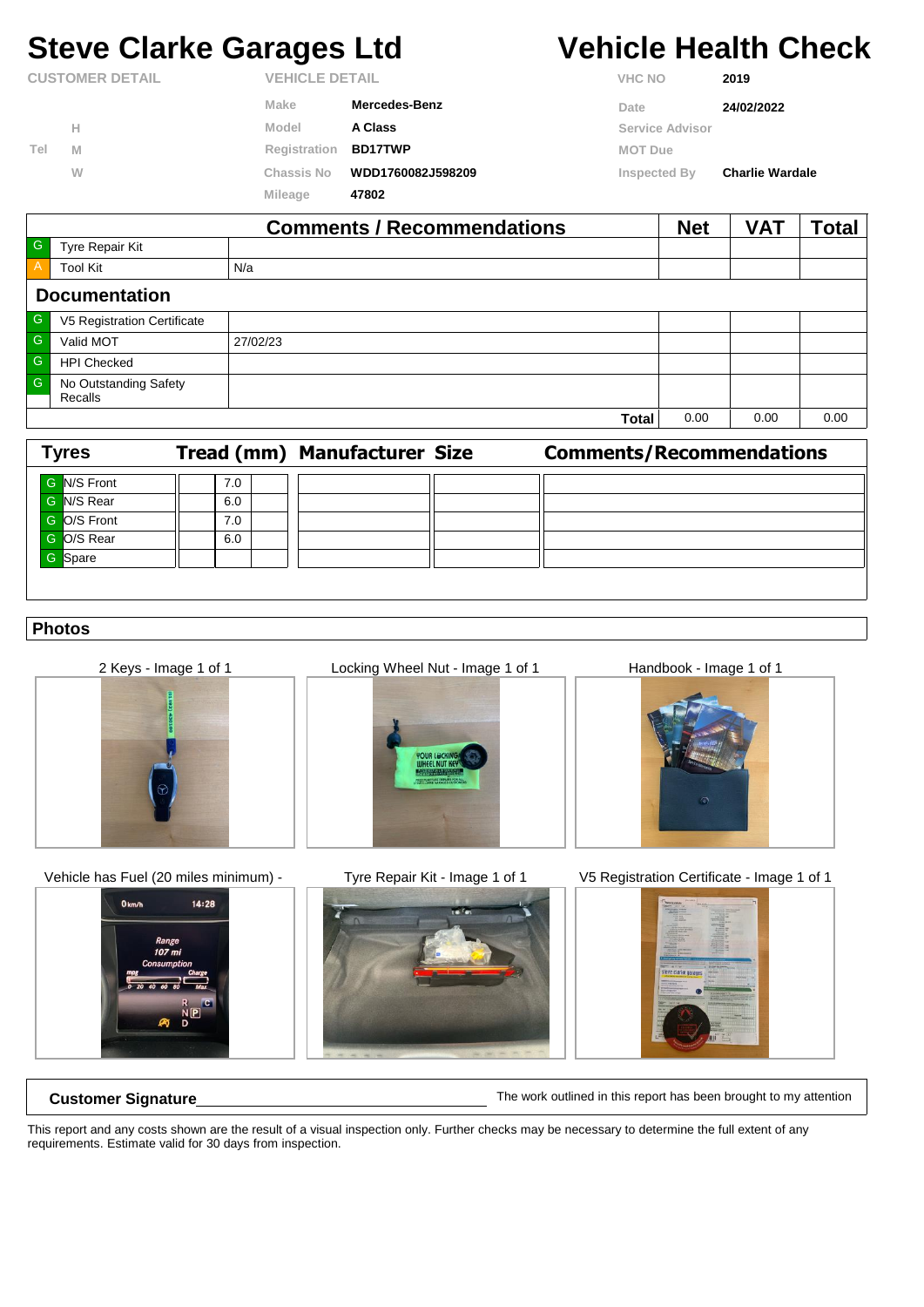# Steve Clarke Garages Ltd

# Vehicle Health Check

| CUSTOMER DETAIL | | VEHICLE DETAIL | | VHC NO | 2019 |
|---|---|---|---|---|---|
| | | Make | Mercedes-Benz | Date | 24/02/2022 |
| | H | Model | A Class | Service Advisor | |
| Tel | M | Registration | BD17TWP | MOT Due | |
| | W | Chassis No | WDD1760082J598209 | Inspected By | Charlie Wardale |
| | | Mileage | 47802 | | |

| | | Comments / Recommendations | Net | VAT | Total |
|---|---|---|---|---|---|
| G | Tyre Repair Kit | | | | |
| A | Tool Kit | N/a | | | |
| **Documentation** | | | | | |
| G | V5 Registration Certificate | | | | |
| G | Valid MOT | 27/02/23 | | | |
| G | HPI Checked | | | | |
| G | No Outstanding Safety Recalls | | | | |
| | | **Total** | 0.00 | 0.00 | 0.00 |

| | Tyres | Tread (mm) | | | Manufacturer | Size | Comments/Recommendations |
|---|---|---|---|---|---|---|---|
| G | N/S Front | | 7.0 | | | | |
| G | N/S Rear | | 6.0 | | | | |
| G | O/S Front | | 7.0 | | | | |
| G | O/S Rear | | 6.0 | | | | |
| G | Spare | | | | | | |

## Photos

2 Keys - Image 1 of 1

Locking Wheel Nut - Image 1 of 1

Handbook - Image 1 of 1

Vehicle has Fuel (20 miles minimum) -

Tyre Repair Kit - Image 1 of 1

V5 Registration Certificate - Image 1 of 1

**Customer Signature**\_\_\_\_\_\_\_\_\_\_\_\_\_\_\_\_\_\_\_\_\_\_\_\_\_\_\_\_\_\_ The work outlined in this report has been brought to my attention

This report and any costs shown are the result of a visual inspection only. Further checks may be necessary to determine the full extent of any requirements. Estimate valid for 30 days from inspection.